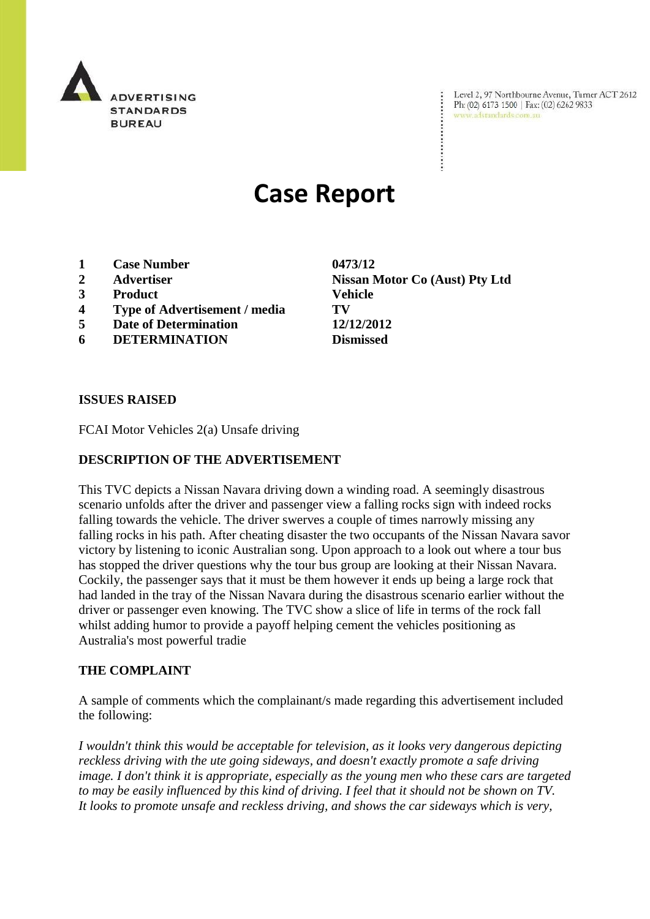ADVERTISING STANDARDS BUREAU

Level 2, 97 Northbourne Avenue, Turner ACT 2612
Ph: (02) 6173 1500 | Fax: (02) 6262 9833
www.adstandards.com.au

# Case Report

| | | |
|---|---|---|
| **1** | **Case Number** | **0473/12** |
| **2** | **Advertiser** | **Nissan Motor Co (Aust) Pty Ltd** |
| **3** | **Product** | **Vehicle** |
| **4** | **Type of Advertisement / media** | **TV** |
| **5** | **Date of Determination** | **12/12/2012** |
| **6** | **DETERMINATION** | **Dismissed** |

## ISSUES RAISED

FCAI Motor Vehicles 2(a) Unsafe driving

## DESCRIPTION OF THE ADVERTISEMENT

This TVC depicts a Nissan Navara driving down a winding road. A seemingly disastrous scenario unfolds after the driver and passenger view a falling rocks sign with indeed rocks falling towards the vehicle. The driver swerves a couple of times narrowly missing any falling rocks in his path. After cheating disaster the two occupants of the Nissan Navara savor victory by listening to iconic Australian song. Upon approach to a look out where a tour bus has stopped the driver questions why the tour bus group are looking at their Nissan Navara. Cockily, the passenger says that it must be them however it ends up being a large rock that had landed in the tray of the Nissan Navara during the disastrous scenario earlier without the driver or passenger even knowing. The TVC show a slice of life in terms of the rock fall whilst adding humor to provide a payoff helping cement the vehicles positioning as Australia's most powerful tradie

## THE COMPLAINT

A sample of comments which the complainant/s made regarding this advertisement included the following:

*I wouldn't think this would be acceptable for television, as it looks very dangerous depicting reckless driving with the ute going sideways, and doesn't exactly promote a safe driving image. I don't think it is appropriate, especially as the young men who these cars are targeted to may be easily influenced by this kind of driving. I feel that it should not be shown on TV. It looks to promote unsafe and reckless driving, and shows the car sideways which is very,*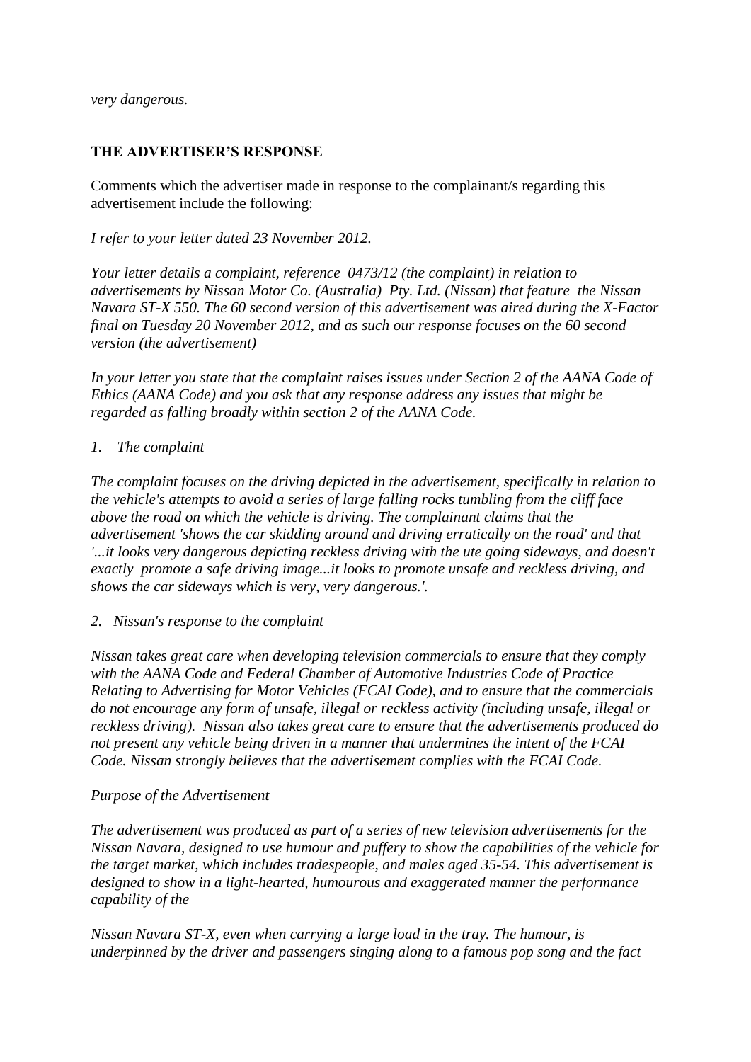*very dangerous.*

**THE ADVERTISER'S RESPONSE**

Comments which the advertiser made in response to the complainant/s regarding this advertisement include the following:

*I refer to your letter dated 23 November 2012.*

*Your letter details a complaint, reference 0473/12 (the complaint) in relation to advertisements by Nissan Motor Co. (Australia) Pty. Ltd. (Nissan) that feature the Nissan Navara ST-X 550. The 60 second version of this advertisement was aired during the X-Factor final on Tuesday 20 November 2012, and as such our response focuses on the 60 second version (the advertisement)*

*In your letter you state that the complaint raises issues under Section 2 of the AANA Code of Ethics (AANA Code) and you ask that any response address any issues that might be regarded as falling broadly within section 2 of the AANA Code.*

*1. The complaint*

*The complaint focuses on the driving depicted in the advertisement, specifically in relation to the vehicle's attempts to avoid a series of large falling rocks tumbling from the cliff face above the road on which the vehicle is driving. The complainant claims that the advertisement 'shows the car skidding around and driving erratically on the road' and that '...it looks very dangerous depicting reckless driving with the ute going sideways, and doesn't exactly promote a safe driving image...it looks to promote unsafe and reckless driving, and shows the car sideways which is very, very dangerous.'.*

*2. Nissan's response to the complaint*

*Nissan takes great care when developing television commercials to ensure that they comply with the AANA Code and Federal Chamber of Automotive Industries Code of Practice Relating to Advertising for Motor Vehicles (FCAI Code), and to ensure that the commercials do not encourage any form of unsafe, illegal or reckless activity (including unsafe, illegal or reckless driving). Nissan also takes great care to ensure that the advertisements produced do not present any vehicle being driven in a manner that undermines the intent of the FCAI Code. Nissan strongly believes that the advertisement complies with the FCAI Code.*

*Purpose of the Advertisement*

*The advertisement was produced as part of a series of new television advertisements for the Nissan Navara, designed to use humour and puffery to show the capabilities of the vehicle for the target market, which includes tradespeople, and males aged 35-54. This advertisement is designed to show in a light-hearted, humourous and exaggerated manner the performance capability of the*

*Nissan Navara ST-X, even when carrying a large load in the tray. The humour, is underpinned by the driver and passengers singing along to a famous pop song and the fact*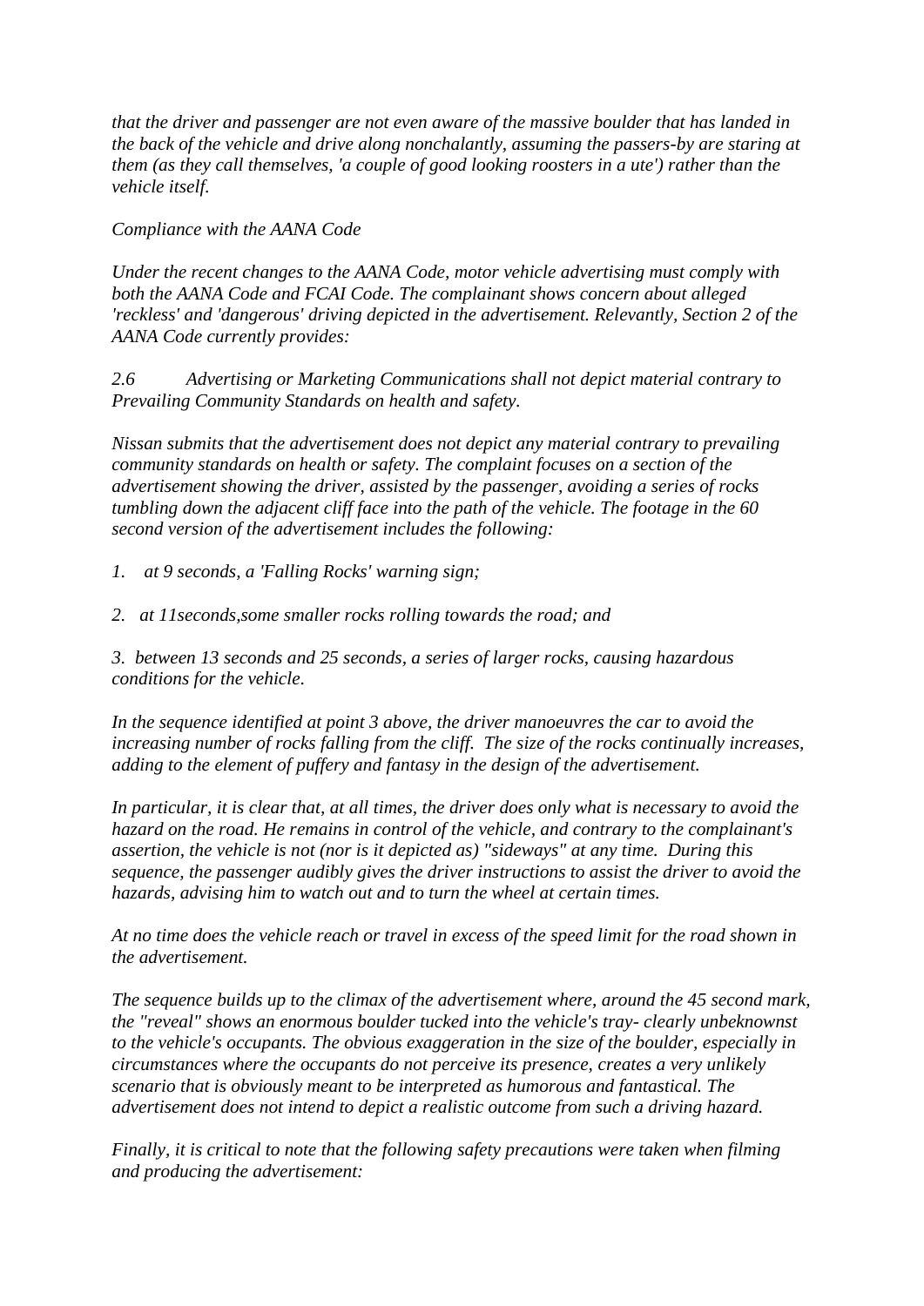*that the driver and passenger are not even aware of the massive boulder that has landed in the back of the vehicle and drive along nonchalantly, assuming the passers-by are staring at them (as they call themselves, 'a couple of good looking roosters in a ute') rather than the vehicle itself.*

*Compliance with the AANA Code*

*Under the recent changes to the AANA Code, motor vehicle advertising must comply with both the AANA Code and FCAI Code. The complainant shows concern about alleged 'reckless' and 'dangerous' driving depicted in the advertisement. Relevantly, Section 2 of the AANA Code currently provides:*

*2.6 Advertising or Marketing Communications shall not depict material contrary to Prevailing Community Standards on health and safety.*

*Nissan submits that the advertisement does not depict any material contrary to prevailing community standards on health or safety. The complaint focuses on a section of the advertisement showing the driver, assisted by the passenger, avoiding a series of rocks tumbling down the adjacent cliff face into the path of the vehicle. The footage in the 60 second version of the advertisement includes the following:*

1. *at 9 seconds, a 'Falling Rocks' warning sign;*
2. *at 11seconds,some smaller rocks rolling towards the road; and*
3. *between 13 seconds and 25 seconds, a series of larger rocks, causing hazardous conditions for the vehicle.*

*In the sequence identified at point 3 above, the driver manoeuvres the car to avoid the increasing number of rocks falling from the cliff. The size of the rocks continually increases, adding to the element of puffery and fantasy in the design of the advertisement.*

*In particular, it is clear that, at all times, the driver does only what is necessary to avoid the hazard on the road. He remains in control of the vehicle, and contrary to the complainant's assertion, the vehicle is not (nor is it depicted as) "sideways" at any time. During this sequence, the passenger audibly gives the driver instructions to assist the driver to avoid the hazards, advising him to watch out and to turn the wheel at certain times.*

*At no time does the vehicle reach or travel in excess of the speed limit for the road shown in the advertisement.*

*The sequence builds up to the climax of the advertisement where, around the 45 second mark, the "reveal" shows an enormous boulder tucked into the vehicle's tray- clearly unbeknownst to the vehicle's occupants. The obvious exaggeration in the size of the boulder, especially in circumstances where the occupants do not perceive its presence, creates a very unlikely scenario that is obviously meant to be interpreted as humorous and fantastical. The advertisement does not intend to depict a realistic outcome from such a driving hazard.*

*Finally, it is critical to note that the following safety precautions were taken when filming and producing the advertisement:*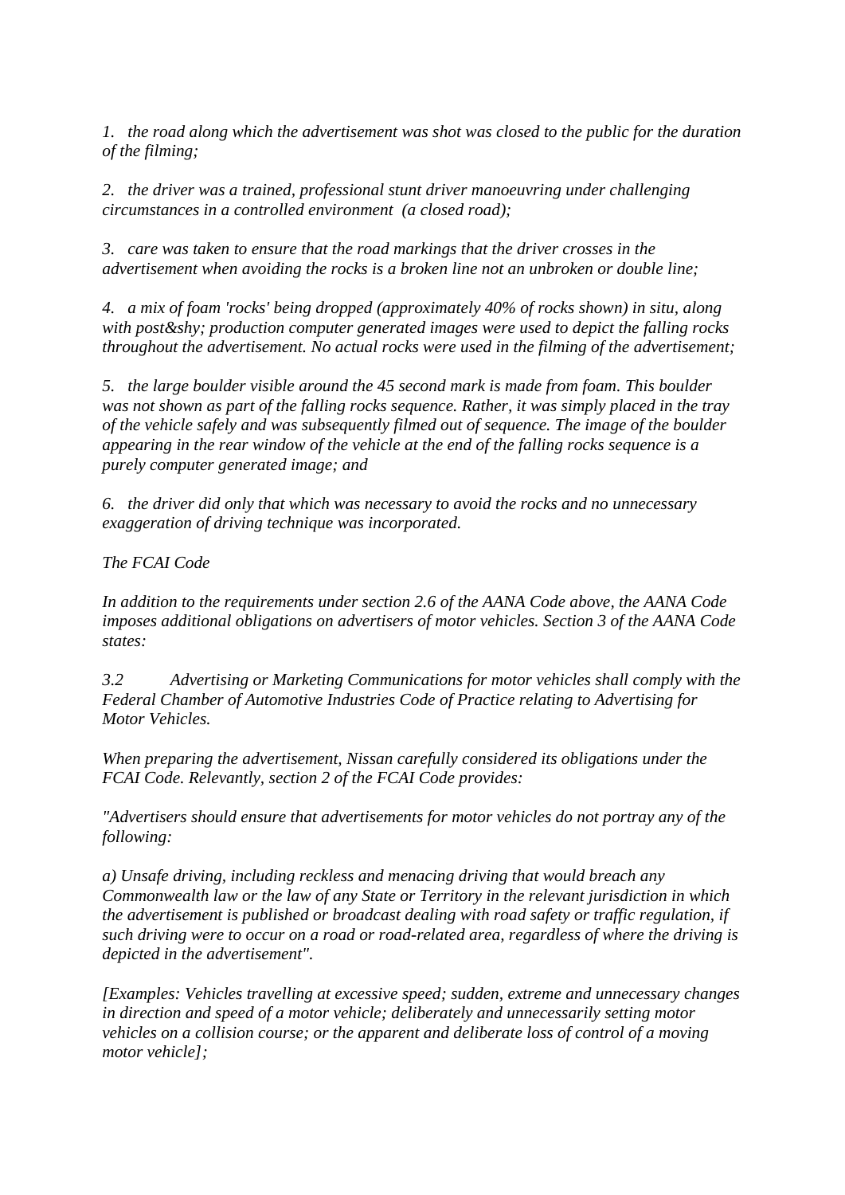*1. the road along which the advertisement was shot was closed to the public for the duration of the filming;*

*2. the driver was a trained, professional stunt driver manoeuvring under challenging circumstances in a controlled environment (a closed road);*

*3. care was taken to ensure that the road markings that the driver crosses in the advertisement when avoiding the rocks is a broken line not an unbroken or double line;*

*4. a mix of foam 'rocks' being dropped (approximately 40% of rocks shown) in situ, along with post&shy; production computer generated images were used to depict the falling rocks throughout the advertisement. No actual rocks were used in the filming of the advertisement;*

*5. the large boulder visible around the 45 second mark is made from foam. This boulder was not shown as part of the falling rocks sequence. Rather, it was simply placed in the tray of the vehicle safely and was subsequently filmed out of sequence. The image of the boulder appearing in the rear window of the vehicle at the end of the falling rocks sequence is a purely computer generated image; and*

*6. the driver did only that which was necessary to avoid the rocks and no unnecessary exaggeration of driving technique was incorporated.*

*The FCAI Code*

*In addition to the requirements under section 2.6 of the AANA Code above, the AANA Code imposes additional obligations on advertisers of motor vehicles. Section 3 of the AANA Code states:*

*3.2 Advertising or Marketing Communications for motor vehicles shall comply with the Federal Chamber of Automotive Industries Code of Practice relating to Advertising for Motor Vehicles.*

*When preparing the advertisement, Nissan carefully considered its obligations under the FCAI Code. Relevantly, section 2 of the FCAI Code provides:*

*"Advertisers should ensure that advertisements for motor vehicles do not portray any of the following:*

*a) Unsafe driving, including reckless and menacing driving that would breach any Commonwealth law or the law of any State or Territory in the relevant jurisdiction in which the advertisement is published or broadcast dealing with road safety or traffic regulation, if such driving were to occur on a road or road-related area, regardless of where the driving is depicted in the advertisement".*

*[Examples: Vehicles travelling at excessive speed; sudden, extreme and unnecessary changes in direction and speed of a motor vehicle; deliberately and unnecessarily setting motor vehicles on a collision course; or the apparent and deliberate loss of control of a moving motor vehicle];*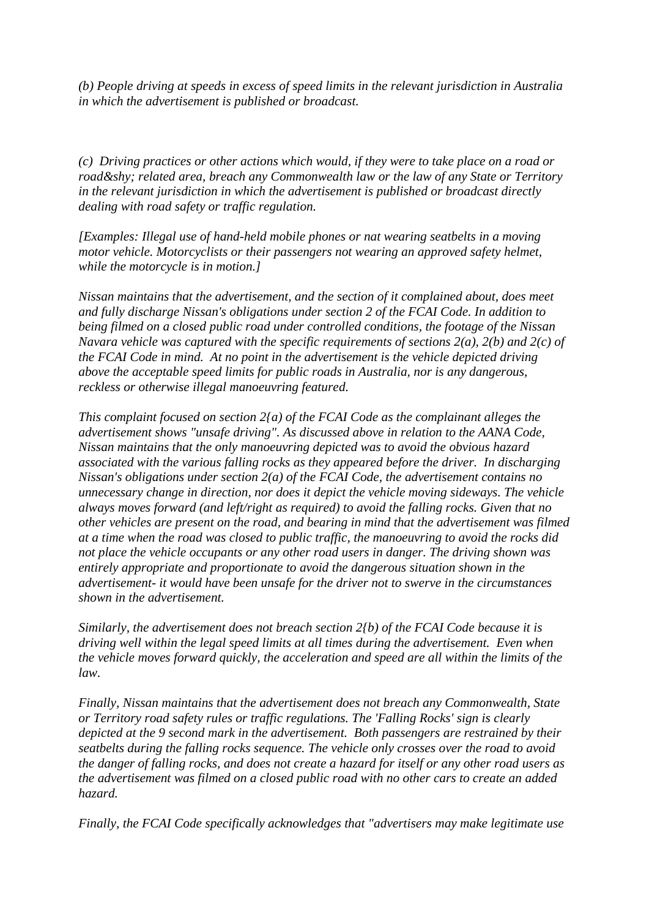*(b) People driving at speeds in excess of speed limits in the relevant jurisdiction in Australia in which the advertisement is published or broadcast.*

*(c) Driving practices or other actions which would, if they were to take place on a road or road&shy; related area, breach any Commonwealth law or the law of any State or Territory in the relevant jurisdiction in which the advertisement is published or broadcast directly dealing with road safety or traffic regulation.*

*[Examples: Illegal use of hand-held mobile phones or nat wearing seatbelts in a moving motor vehicle. Motorcyclists or their passengers not wearing an approved safety helmet, while the motorcycle is in motion.]*

*Nissan maintains that the advertisement, and the section of it complained about, does meet and fully discharge Nissan's obligations under section 2 of the FCAI Code. In addition to being filmed on a closed public road under controlled conditions, the footage of the Nissan Navara vehicle was captured with the specific requirements of sections 2(a), 2(b) and 2(c) of the FCAI Code in mind. At no point in the advertisement is the vehicle depicted driving above the acceptable speed limits for public roads in Australia, nor is any dangerous, reckless or otherwise illegal manoeuvring featured.*

*This complaint focused on section 2{a) of the FCAI Code as the complainant alleges the advertisement shows "unsafe driving". As discussed above in relation to the AANA Code, Nissan maintains that the only manoeuvring depicted was to avoid the obvious hazard associated with the various falling rocks as they appeared before the driver. In discharging Nissan's obligations under section 2(a) of the FCAI Code, the advertisement contains no unnecessary change in direction, nor does it depict the vehicle moving sideways. The vehicle always moves forward (and left/right as required) to avoid the falling rocks. Given that no other vehicles are present on the road, and bearing in mind that the advertisement was filmed at a time when the road was closed to public traffic, the manoeuvring to avoid the rocks did not place the vehicle occupants or any other road users in danger. The driving shown was entirely appropriate and proportionate to avoid the dangerous situation shown in the advertisement- it would have been unsafe for the driver not to swerve in the circumstances shown in the advertisement.*

*Similarly, the advertisement does not breach section 2{b) of the FCAI Code because it is driving well within the legal speed limits at all times during the advertisement. Even when the vehicle moves forward quickly, the acceleration and speed are all within the limits of the law.*

*Finally, Nissan maintains that the advertisement does not breach any Commonwealth, State or Territory road safety rules or traffic regulations. The 'Falling Rocks' sign is clearly depicted at the 9 second mark in the advertisement. Both passengers are restrained by their seatbelts during the falling rocks sequence. The vehicle only crosses over the road to avoid the danger of falling rocks, and does not create a hazard for itself or any other road users as the advertisement was filmed on a closed public road with no other cars to create an added hazard.*

*Finally, the FCAI Code specifically acknowledges that "advertisers may make legitimate use*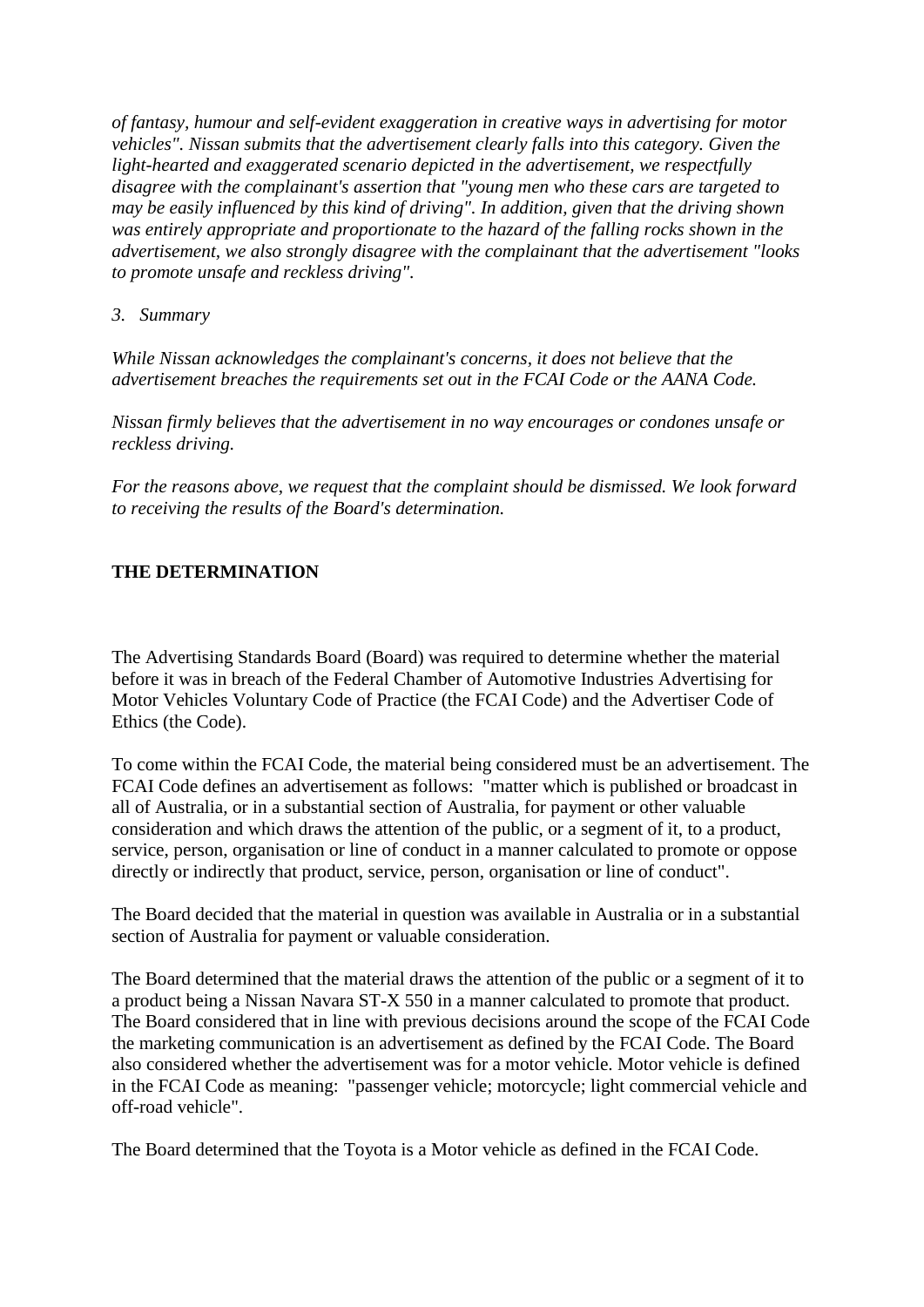*of fantasy, humour and self-evident exaggeration in creative ways in advertising for motor vehicles". Nissan submits that the advertisement clearly falls into this category. Given the light-hearted and exaggerated scenario depicted in the advertisement, we respectfully disagree with the complainant's assertion that "young men who these cars are targeted to may be easily influenced by this kind of driving". In addition, given that the driving shown was entirely appropriate and proportionate to the hazard of the falling rocks shown in the advertisement, we also strongly disagree with the complainant that the advertisement "looks to promote unsafe and reckless driving".*

*3. Summary*

*While Nissan acknowledges the complainant's concerns, it does not believe that the advertisement breaches the requirements set out in the FCAI Code or the AANA Code.*

*Nissan firmly believes that the advertisement in no way encourages or condones unsafe or reckless driving.*

*For the reasons above, we request that the complaint should be dismissed. We look forward to receiving the results of the Board's determination.*

**THE DETERMINATION**

The Advertising Standards Board (Board) was required to determine whether the material before it was in breach of the Federal Chamber of Automotive Industries Advertising for Motor Vehicles Voluntary Code of Practice (the FCAI Code) and the Advertiser Code of Ethics (the Code).

To come within the FCAI Code, the material being considered must be an advertisement. The FCAI Code defines an advertisement as follows: "matter which is published or broadcast in all of Australia, or in a substantial section of Australia, for payment or other valuable consideration and which draws the attention of the public, or a segment of it, to a product, service, person, organisation or line of conduct in a manner calculated to promote or oppose directly or indirectly that product, service, person, organisation or line of conduct".

The Board decided that the material in question was available in Australia or in a substantial section of Australia for payment or valuable consideration.

The Board determined that the material draws the attention of the public or a segment of it to a product being a Nissan Navara ST-X 550 in a manner calculated to promote that product. The Board considered that in line with previous decisions around the scope of the FCAI Code the marketing communication is an advertisement as defined by the FCAI Code. The Board also considered whether the advertisement was for a motor vehicle. Motor vehicle is defined in the FCAI Code as meaning: "passenger vehicle; motorcycle; light commercial vehicle and off-road vehicle".

The Board determined that the Toyota is a Motor vehicle as defined in the FCAI Code.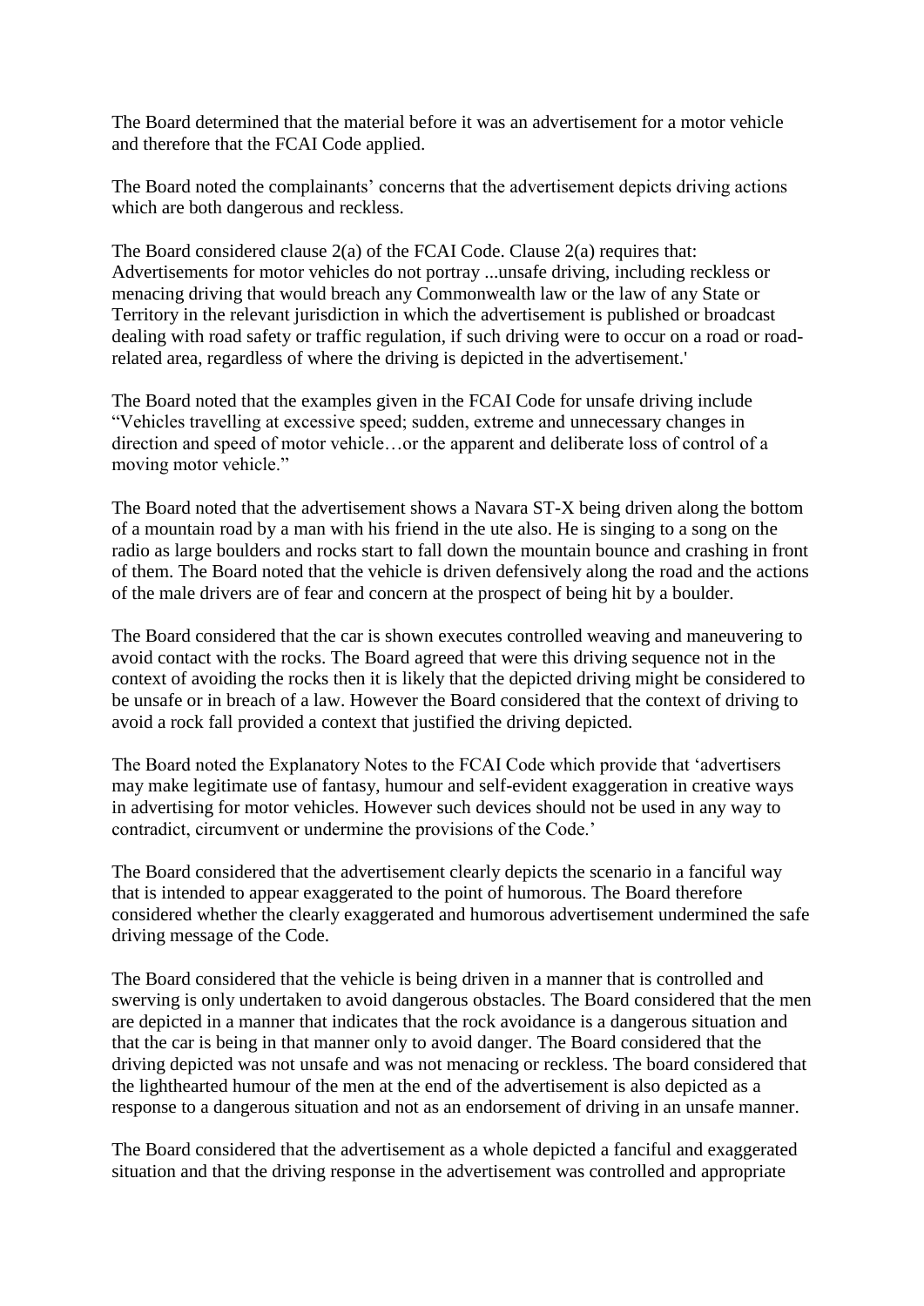The Board determined that the material before it was an advertisement for a motor vehicle and therefore that the FCAI Code applied.

The Board noted the complainants' concerns that the advertisement depicts driving actions which are both dangerous and reckless.

The Board considered clause 2(a) of the FCAI Code. Clause 2(a) requires that: Advertisements for motor vehicles do not portray ...unsafe driving, including reckless or menacing driving that would breach any Commonwealth law or the law of any State or Territory in the relevant jurisdiction in which the advertisement is published or broadcast dealing with road safety or traffic regulation, if such driving were to occur on a road or road-related area, regardless of where the driving is depicted in the advertisement.'

The Board noted that the examples given in the FCAI Code for unsafe driving include "Vehicles travelling at excessive speed; sudden, extreme and unnecessary changes in direction and speed of motor vehicle…or the apparent and deliberate loss of control of a moving motor vehicle."

The Board noted that the advertisement shows a Navara ST-X being driven along the bottom of a mountain road by a man with his friend in the ute also. He is singing to a song on the radio as large boulders and rocks start to fall down the mountain bounce and crashing in front of them. The Board noted that the vehicle is driven defensively along the road and the actions of the male drivers are of fear and concern at the prospect of being hit by a boulder.

The Board considered that the car is shown executes controlled weaving and maneuvering to avoid contact with the rocks. The Board agreed that were this driving sequence not in the context of avoiding the rocks then it is likely that the depicted driving might be considered to be unsafe or in breach of a law. However the Board considered that the context of driving to avoid a rock fall provided a context that justified the driving depicted.

The Board noted the Explanatory Notes to the FCAI Code which provide that 'advertisers may make legitimate use of fantasy, humour and self-evident exaggeration in creative ways in advertising for motor vehicles. However such devices should not be used in any way to contradict, circumvent or undermine the provisions of the Code.'

The Board considered that the advertisement clearly depicts the scenario in a fanciful way that is intended to appear exaggerated to the point of humorous. The Board therefore considered whether the clearly exaggerated and humorous advertisement undermined the safe driving message of the Code.

The Board considered that the vehicle is being driven in a manner that is controlled and swerving is only undertaken to avoid dangerous obstacles. The Board considered that the men are depicted in a manner that indicates that the rock avoidance is a dangerous situation and that the car is being in that manner only to avoid danger. The Board considered that the driving depicted was not unsafe and was not menacing or reckless. The board considered that the lighthearted humour of the men at the end of the advertisement is also depicted as a response to a dangerous situation and not as an endorsement of driving in an unsafe manner.

The Board considered that the advertisement as a whole depicted a fanciful and exaggerated situation and that the driving response in the advertisement was controlled and appropriate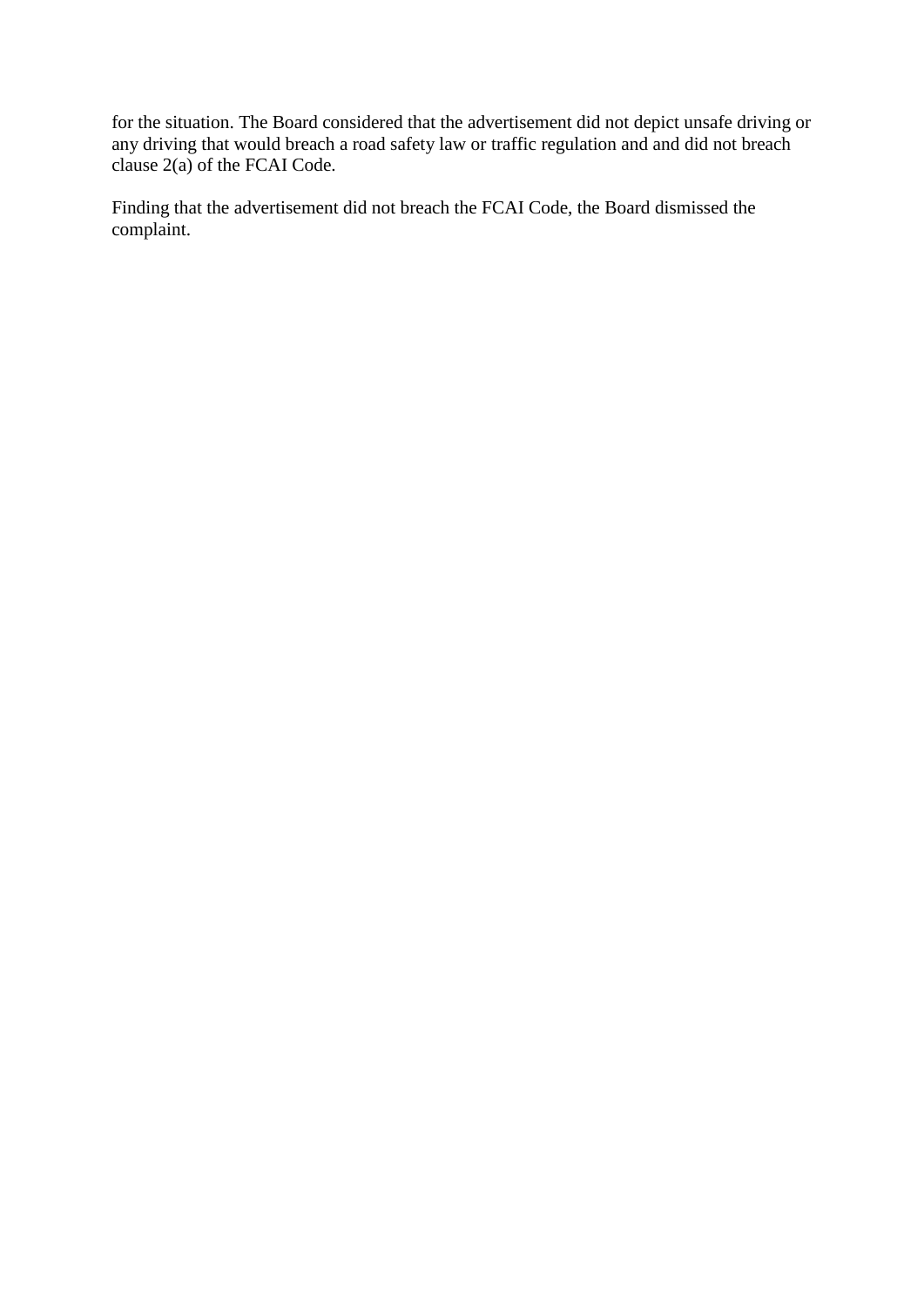for the situation. The Board considered that the advertisement did not depict unsafe driving or any driving that would breach a road safety law or traffic regulation and and did not breach clause 2(a) of the FCAI Code.

Finding that the advertisement did not breach the FCAI Code, the Board dismissed the complaint.